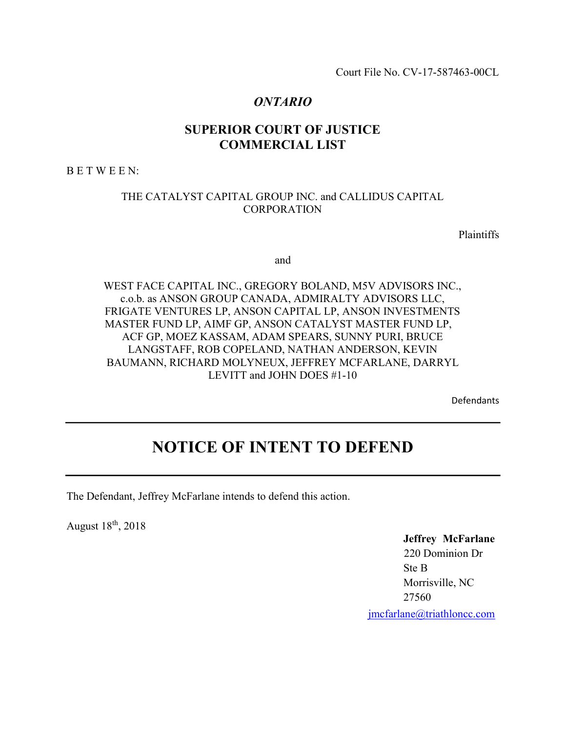Court File No. CV-17-587463-00CL

*ONTARIO*

**SUPERIOR COURT OF JUSTICE**
**COMMERCIAL LIST**

B E T W E E N:

THE CATALYST CAPITAL GROUP INC. and CALLIDUS CAPITAL CORPORATION

Plaintiffs

and

WEST FACE CAPITAL INC., GREGORY BOLAND, M5V ADVISORS INC., c.o.b. as ANSON GROUP CANADA, ADMIRALTY ADVISORS LLC, FRIGATE VENTURES LP, ANSON CAPITAL LP, ANSON INVESTMENTS MASTER FUND LP, AIMF GP, ANSON CATALYST MASTER FUND LP, ACF GP, MOEZ KASSAM, ADAM SPEARS, SUNNY PURI, BRUCE LANGSTAFF, ROB COPELAND, NATHAN ANDERSON, KEVIN BAUMANN, RICHARD MOLYNEUX, JEFFREY MCFARLANE, DARRYL LEVITT and JOHN DOES #1-10

Defendants

# NOTICE OF INTENT TO DEFEND

The Defendant, Jeffrey McFarlane intends to defend this action.

August 18th, 2018

**Jeffrey McFarlane**
220 Dominion Dr
Ste B
Morrisville, NC
27560
jmcfarlane@triathloncc.com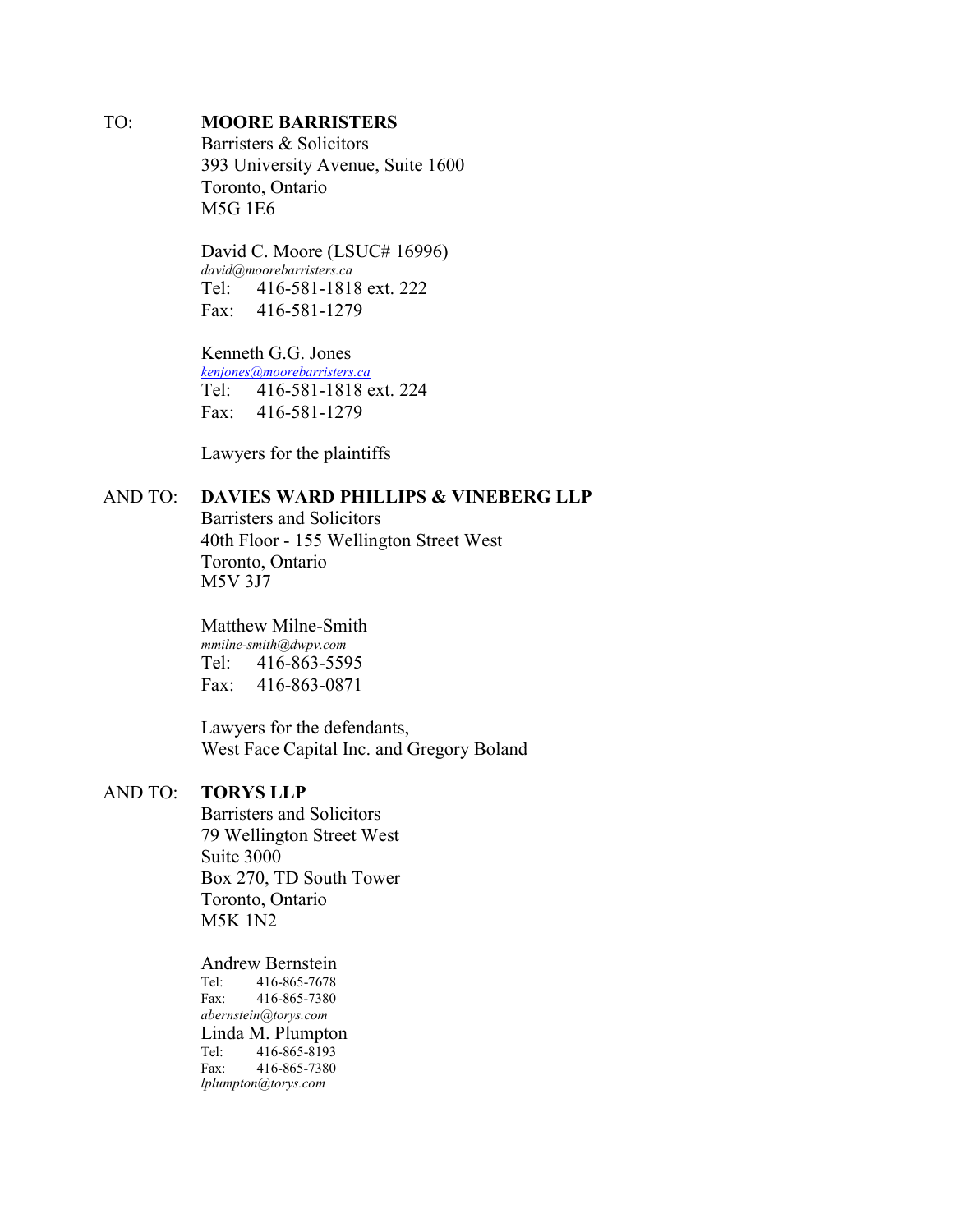TO: **MOORE BARRISTERS**
Barristers & Solicitors
393 University Avenue, Suite 1600
Toronto, Ontario
M5G 1E6

David C. Moore (LSUC# 16996)
*david@moorebarristers.ca*
Tel: 416-581-1818 ext. 222
Fax: 416-581-1279

Kenneth G.G. Jones
*kenjones@moorebarristers.ca*
Tel: 416-581-1818 ext. 224
Fax: 416-581-1279

Lawyers for the plaintiffs

AND TO: **DAVIES WARD PHILLIPS & VINEBERG LLP**
Barristers and Solicitors
40th Floor - 155 Wellington Street West
Toronto, Ontario
M5V 3J7

Matthew Milne-Smith
*mmilne-smith@dwpv.com*
Tel: 416-863-5595
Fax: 416-863-0871

Lawyers for the defendants,
West Face Capital Inc. and Gregory Boland

AND TO: **TORYS LLP**
Barristers and Solicitors
79 Wellington Street West
Suite 3000
Box 270, TD South Tower
Toronto, Ontario
M5K 1N2

Andrew Bernstein
Tel: 416-865-7678
Fax: 416-865-7380
*abernstein@torys.com*

Linda M. Plumpton
Tel: 416-865-8193
Fax: 416-865-7380
*lplumpton@torys.com*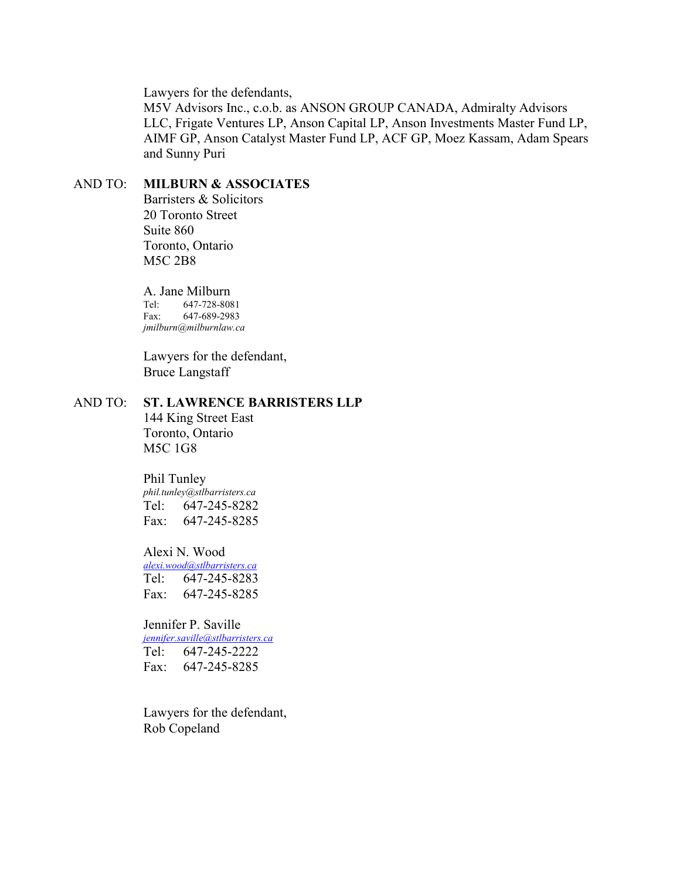Lawyers for the defendants,
M5V Advisors Inc., c.o.b. as ANSON GROUP CANADA, Admiralty Advisors LLC, Frigate Ventures LP, Anson Capital LP, Anson Investments Master Fund LP, AIMF GP, Anson Catalyst Master Fund LP, ACF GP, Moez Kassam, Adam Spears and Sunny Puri

AND TO: **MILBURN & ASSOCIATES**
Barristers & Solicitors
20 Toronto Street
Suite 860
Toronto, Ontario
M5C 2B8

A. Jane Milburn
Tel: 647-728-8081
Fax: 647-689-2983
*jmilburn@milburnlaw.ca*

Lawyers for the defendant,
Bruce Langstaff

AND TO: **ST. LAWRENCE BARRISTERS LLP**
144 King Street East
Toronto, Ontario
M5C 1G8

Phil Tunley
*phil.tunley@stlbarristers.ca*
Tel: 647-245-8282
Fax: 647-245-8285

Alexi N. Wood
*alexi.wood@stlbarristers.ca*
Tel: 647-245-8283
Fax: 647-245-8285

Jennifer P. Saville
*jennifer.saville@stlbarristers.ca*
Tel: 647-245-2222
Fax: 647-245-8285

Lawyers for the defendant,
Rob Copeland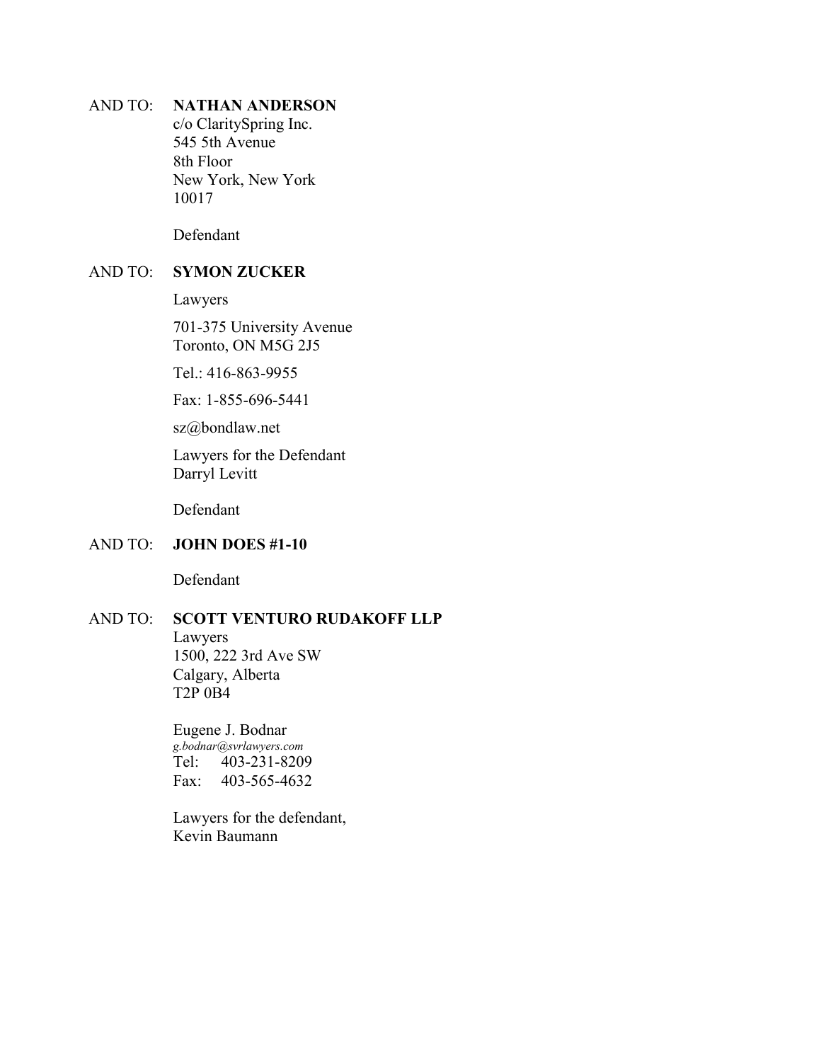AND TO: **NATHAN ANDERSON**
c/o ClaritySpring Inc.
545 5th Avenue
8th Floor
New York, New York
10017

Defendant

AND TO: **SYMON ZUCKER**

Lawyers

701-375 University Avenue
Toronto, ON M5G 2J5

Tel.: 416-863-9955

Fax: 1-855-696-5441

sz@bondlaw.net

Lawyers for the Defendant
Darryl Levitt

Defendant

AND TO: **JOHN DOES #1-10**

Defendant

AND TO: **SCOTT VENTURO RUDAKOFF LLP**
Lawyers
1500, 222 3rd Ave SW
Calgary, Alberta
T2P 0B4

Eugene J. Bodnar
*g.bodnar@svrlawyers.com*
Tel: 403-231-8209
Fax: 403-565-4632

Lawyers for the defendant,
Kevin Baumann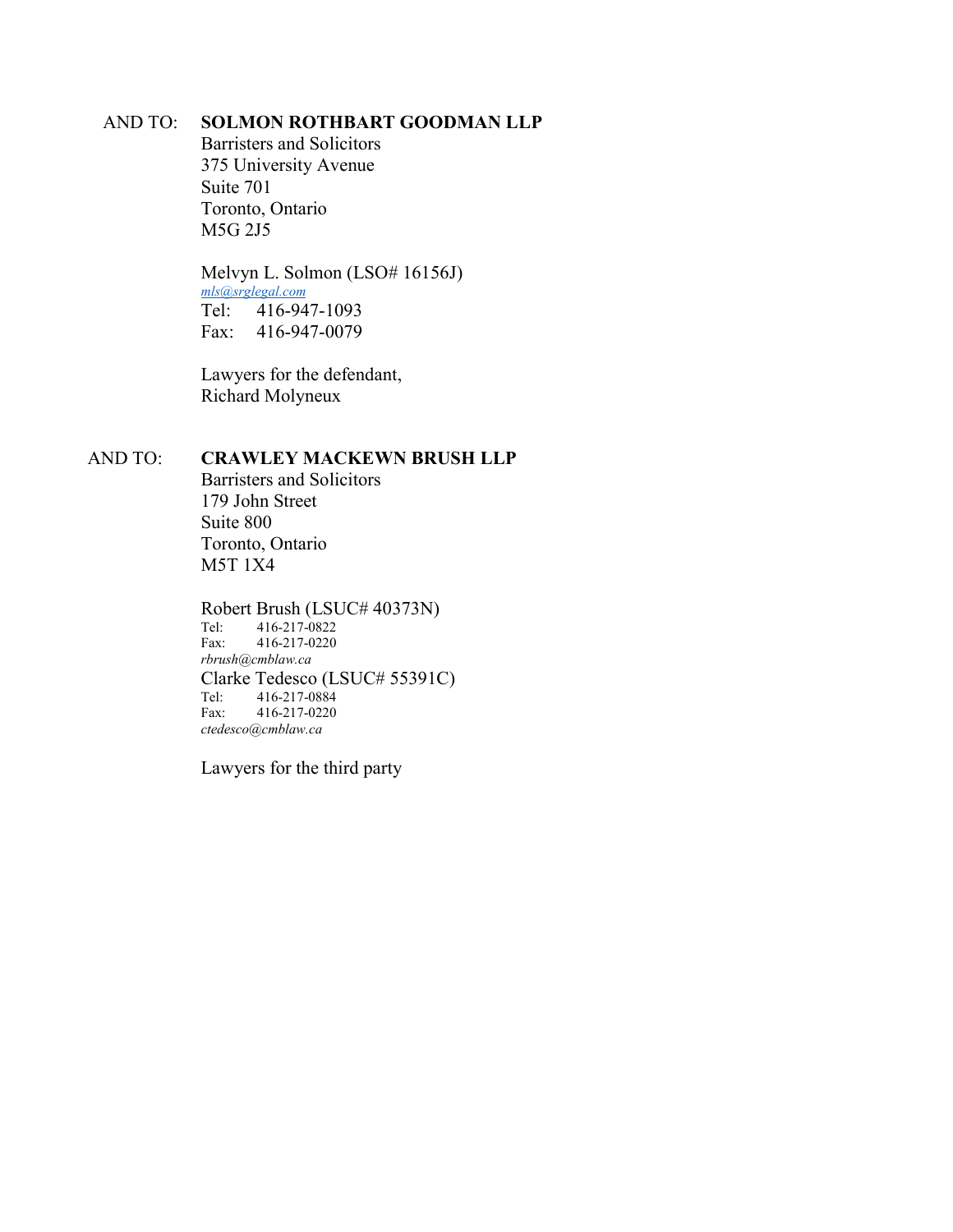AND TO: **SOLMON ROTHBART GOODMAN LLP**
Barristers and Solicitors
375 University Avenue
Suite 701
Toronto, Ontario
M5G 2J5

Melvyn L. Solmon (LSO# 16156J)
*mls@srglegal.com*
Tel: 416-947-1093
Fax: 416-947-0079

Lawyers for the defendant,
Richard Molyneux

AND TO: **CRAWLEY MACKEWN BRUSH LLP**
Barristers and Solicitors
179 John Street
Suite 800
Toronto, Ontario
M5T 1X4

Robert Brush (LSUC# 40373N)
Tel: 416-217-0822
Fax: 416-217-0220
*rbrush@cmblaw.ca*
Clarke Tedesco (LSUC# 55391C)
Tel: 416-217-0884
Fax: 416-217-0220
*ctedesco@cmblaw.ca*

Lawyers for the third party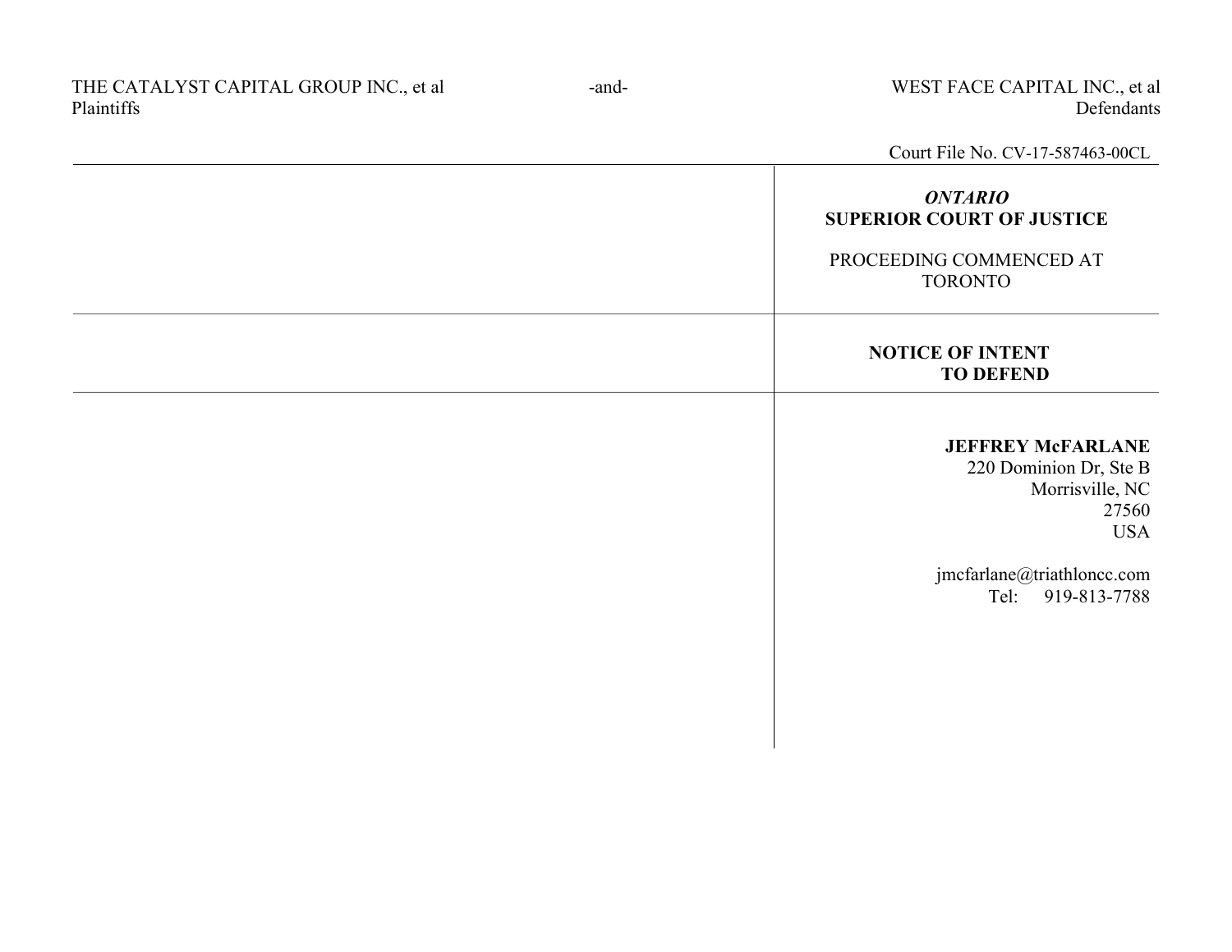THE CATALYST CAPITAL GROUP INC., et al
Plaintiffs

-and-

WEST FACE CAPITAL INC., et al
Defendants

Court File No. CV-17-587463-00CL

***ONTARIO***
**SUPERIOR COURT OF JUSTICE**

PROCEEDING COMMENCED AT
TORONTO

**NOTICE OF INTENT
TO DEFEND**

**JEFFREY McFARLANE**
220 Dominion Dr, Ste B
Morrisville, NC
27560
USA

jmcfarlane@triathloncc.com
Tel: 919-813-7788